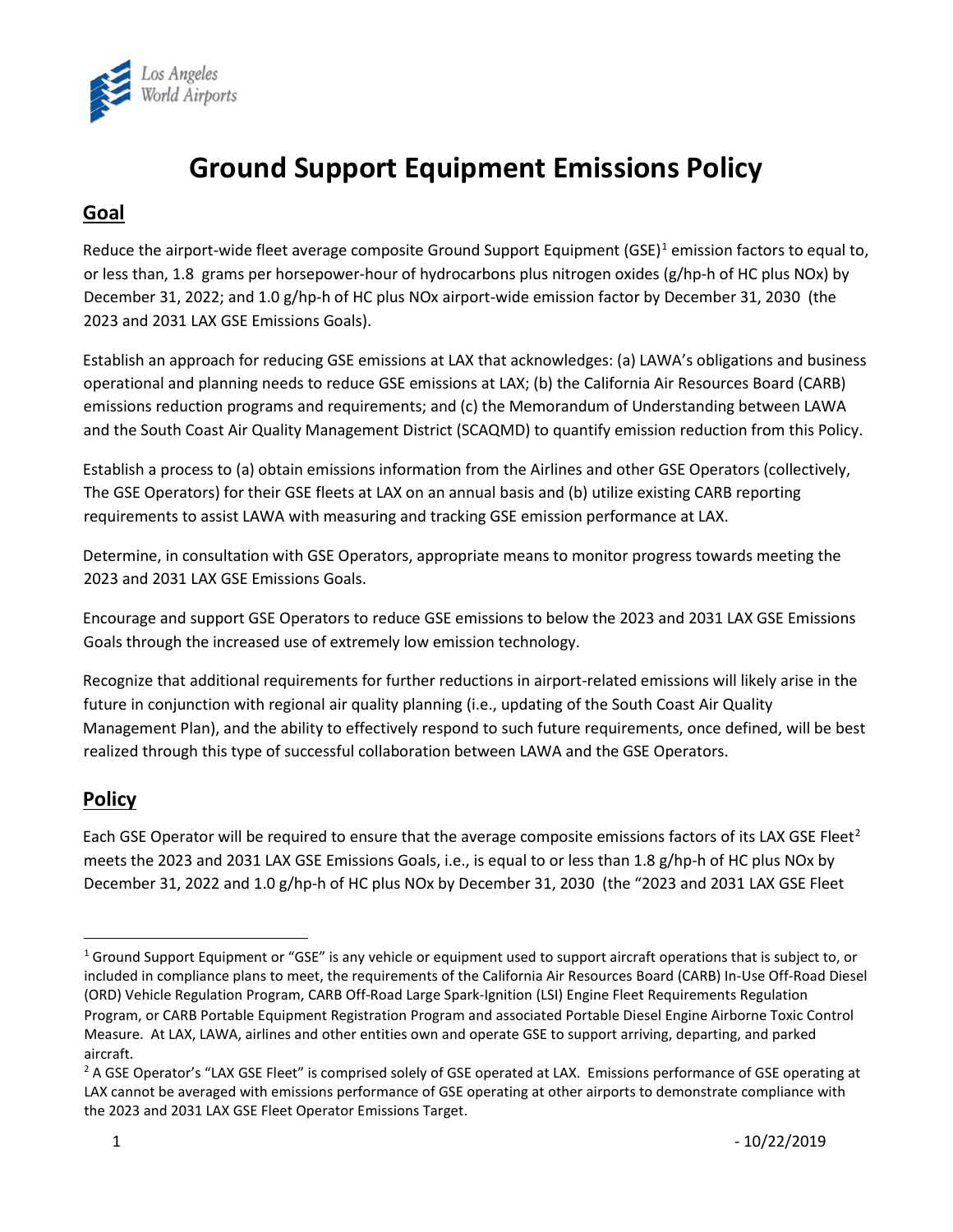# Ground Support Equipment Emissions Policy

## Goal

Reduce the airport-wide fleet average composite Ground Support Equipment (GSE)[1] emission factors to equal to, or less than, 1.8 grams per horsepower-hour of hydrocarbons plus nitrogen oxides (g/hp-h of HC plus NOx) by December 31, 2022; and 1.0 g/hp-h of HC plus NOx airport-wide emission factor by December 31, 2030 (the 2023 and 2031 LAX GSE Emissions Goals).

Establish an approach for reducing GSE emissions at LAX that acknowledges: (a) LAWA's obligations and business operational and planning needs to reduce GSE emissions at LAX; (b) the California Air Resources Board (CARB) emissions reduction programs and requirements; and (c) the Memorandum of Understanding between LAWA and the South Coast Air Quality Management District (SCAQMD) to quantify emission reduction from this Policy.

Establish a process to (a) obtain emissions information from the Airlines and other GSE Operators (collectively, The GSE Operators) for their GSE fleets at LAX on an annual basis and (b) utilize existing CARB reporting requirements to assist LAWA with measuring and tracking GSE emission performance at LAX.

Determine, in consultation with GSE Operators, appropriate means to monitor progress towards meeting the 2023 and 2031 LAX GSE Emissions Goals.

Encourage and support GSE Operators to reduce GSE emissions to below the 2023 and 2031 LAX GSE Emissions Goals through the increased use of extremely low emission technology.

Recognize that additional requirements for further reductions in airport-related emissions will likely arise in the future in conjunction with regional air quality planning (i.e., updating of the South Coast Air Quality Management Plan), and the ability to effectively respond to such future requirements, once defined, will be best realized through this type of successful collaboration between LAWA and the GSE Operators.

## Policy

Each GSE Operator will be required to ensure that the average composite emissions factors of its LAX GSE Fleet[2] meets the 2023 and 2031 LAX GSE Emissions Goals, i.e., is equal to or less than 1.8 g/hp-h of HC plus NOx by December 31, 2022 and 1.0 g/hp-h of HC plus NOx by December 31, 2030 (the "2023 and 2031 LAX GSE Fleet

---

[1] Ground Support Equipment or "GSE" is any vehicle or equipment used to support aircraft operations that is subject to, or included in compliance plans to meet, the requirements of the California Air Resources Board (CARB) In-Use Off-Road Diesel (ORD) Vehicle Regulation Program, CARB Off-Road Large Spark-Ignition (LSI) Engine Fleet Requirements Regulation Program, or CARB Portable Equipment Registration Program and associated Portable Diesel Engine Airborne Toxic Control Measure. At LAX, LAWA, airlines and other entities own and operate GSE to support arriving, departing, and parked aircraft.

[2] A GSE Operator's "LAX GSE Fleet" is comprised solely of GSE operated at LAX. Emissions performance of GSE operating at LAX cannot be averaged with emissions performance of GSE operating at other airports to demonstrate compliance with the 2023 and 2031 LAX GSE Fleet Operator Emissions Target.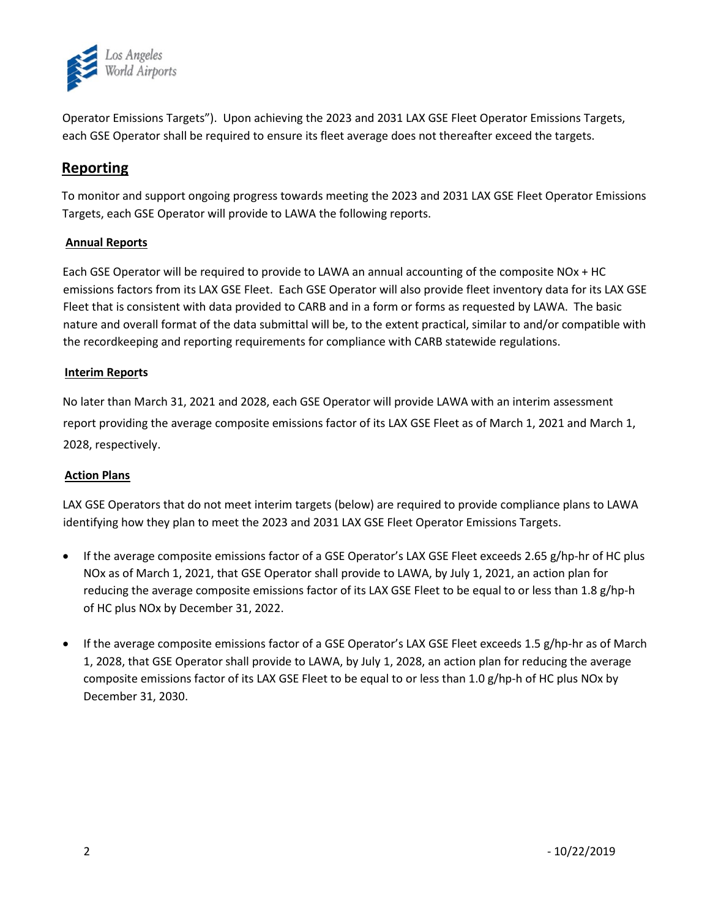Operator Emissions Targets"). Upon achieving the 2023 and 2031 LAX GSE Fleet Operator Emissions Targets, each GSE Operator shall be required to ensure its fleet average does not thereafter exceed the targets.

## Reporting

To monitor and support ongoing progress towards meeting the 2023 and 2031 LAX GSE Fleet Operator Emissions Targets, each GSE Operator will provide to LAWA the following reports.

### Annual Reports

Each GSE Operator will be required to provide to LAWA an annual accounting of the composite NOx + HC emissions factors from its LAX GSE Fleet. Each GSE Operator will also provide fleet inventory data for its LAX GSE Fleet that is consistent with data provided to CARB and in a form or forms as requested by LAWA. The basic nature and overall format of the data submittal will be, to the extent practical, similar to and/or compatible with the recordkeeping and reporting requirements for compliance with CARB statewide regulations.

### Interim Reports

No later than March 31, 2021 and 2028, each GSE Operator will provide LAWA with an interim assessment report providing the average composite emissions factor of its LAX GSE Fleet as of March 1, 2021 and March 1, 2028, respectively.

### Action Plans

LAX GSE Operators that do not meet interim targets (below) are required to provide compliance plans to LAWA identifying how they plan to meet the 2023 and 2031 LAX GSE Fleet Operator Emissions Targets.

- If the average composite emissions factor of a GSE Operator's LAX GSE Fleet exceeds 2.65 g/hp-hr of HC plus NOx as of March 1, 2021, that GSE Operator shall provide to LAWA, by July 1, 2021, an action plan for reducing the average composite emissions factor of its LAX GSE Fleet to be equal to or less than 1.8 g/hp-h of HC plus NOx by December 31, 2022.
- If the average composite emissions factor of a GSE Operator's LAX GSE Fleet exceeds 1.5 g/hp-hr as of March 1, 2028, that GSE Operator shall provide to LAWA, by July 1, 2028, an action plan for reducing the average composite emissions factor of its LAX GSE Fleet to be equal to or less than 1.0 g/hp-h of HC plus NOx by December 31, 2030.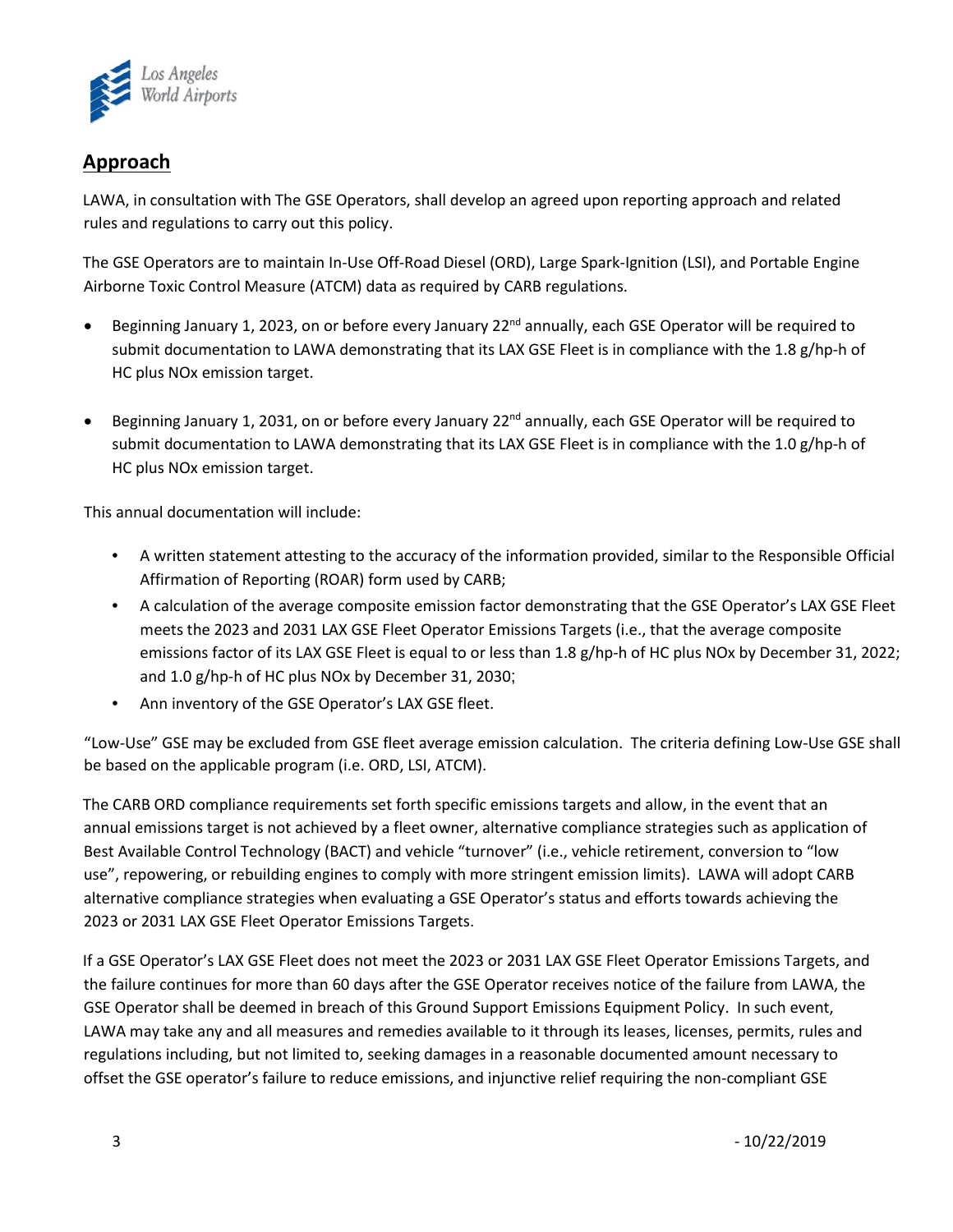## Approach

LAWA, in consultation with The GSE Operators, shall develop an agreed upon reporting approach and related rules and regulations to carry out this policy.

The GSE Operators are to maintain In-Use Off-Road Diesel (ORD), Large Spark-Ignition (LSI), and Portable Engine Airborne Toxic Control Measure (ATCM) data as required by CARB regulations.

- Beginning January 1, 2023, on or before every January 22nd annually, each GSE Operator will be required to submit documentation to LAWA demonstrating that its LAX GSE Fleet is in compliance with the 1.8 g/hp-h of HC plus NOx emission target.

- Beginning January 1, 2031, on or before every January 22nd annually, each GSE Operator will be required to submit documentation to LAWA demonstrating that its LAX GSE Fleet is in compliance with the 1.0 g/hp-h of HC plus NOx emission target.

This annual documentation will include:

- A written statement attesting to the accuracy of the information provided, similar to the Responsible Official Affirmation of Reporting (ROAR) form used by CARB;
- A calculation of the average composite emission factor demonstrating that the GSE Operator's LAX GSE Fleet meets the 2023 and 2031 LAX GSE Fleet Operator Emissions Targets (i.e., that the average composite emissions factor of its LAX GSE Fleet is equal to or less than 1.8 g/hp-h of HC plus NOx by December 31, 2022; and 1.0 g/hp-h of HC plus NOx by December 31, 2030;
- Ann inventory of the GSE Operator's LAX GSE fleet.

"Low-Use" GSE may be excluded from GSE fleet average emission calculation. The criteria defining Low-Use GSE shall be based on the applicable program (i.e. ORD, LSI, ATCM).

The CARB ORD compliance requirements set forth specific emissions targets and allow, in the event that an annual emissions target is not achieved by a fleet owner, alternative compliance strategies such as application of Best Available Control Technology (BACT) and vehicle "turnover" (i.e., vehicle retirement, conversion to "low use", repowering, or rebuilding engines to comply with more stringent emission limits). LAWA will adopt CARB alternative compliance strategies when evaluating a GSE Operator's status and efforts towards achieving the 2023 or 2031 LAX GSE Fleet Operator Emissions Targets.

If a GSE Operator's LAX GSE Fleet does not meet the 2023 or 2031 LAX GSE Fleet Operator Emissions Targets, and the failure continues for more than 60 days after the GSE Operator receives notice of the failure from LAWA, the GSE Operator shall be deemed in breach of this Ground Support Emissions Equipment Policy. In such event, LAWA may take any and all measures and remedies available to it through its leases, licenses, permits, rules and regulations including, but not limited to, seeking damages in a reasonable documented amount necessary to offset the GSE operator's failure to reduce emissions, and injunctive relief requiring the non-compliant GSE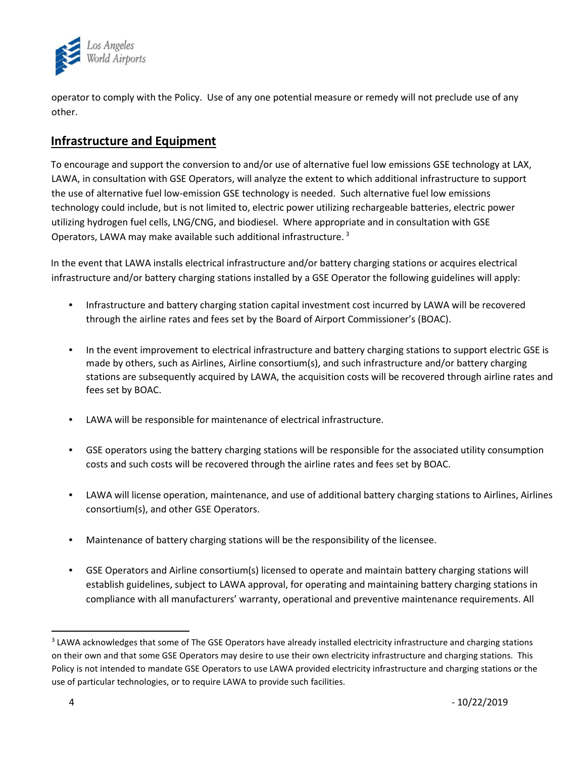operator to comply with the Policy. Use of any one potential measure or remedy will not preclude use of any other.

## Infrastructure and Equipment

To encourage and support the conversion to and/or use of alternative fuel low emissions GSE technology at LAX, LAWA, in consultation with GSE Operators, will analyze the extent to which additional infrastructure to support the use of alternative fuel low-emission GSE technology is needed. Such alternative fuel low emissions technology could include, but is not limited to, electric power utilizing rechargeable batteries, electric power utilizing hydrogen fuel cells, LNG/CNG, and biodiesel. Where appropriate and in consultation with GSE Operators, LAWA may make available such additional infrastructure. [3]

In the event that LAWA installs electrical infrastructure and/or battery charging stations or acquires electrical infrastructure and/or battery charging stations installed by a GSE Operator the following guidelines will apply:

- Infrastructure and battery charging station capital investment cost incurred by LAWA will be recovered through the airline rates and fees set by the Board of Airport Commissioner's (BOAC).
- In the event improvement to electrical infrastructure and battery charging stations to support electric GSE is made by others, such as Airlines, Airline consortium(s), and such infrastructure and/or battery charging stations are subsequently acquired by LAWA, the acquisition costs will be recovered through airline rates and fees set by BOAC.
- LAWA will be responsible for maintenance of electrical infrastructure.
- GSE operators using the battery charging stations will be responsible for the associated utility consumption costs and such costs will be recovered through the airline rates and fees set by BOAC.
- LAWA will license operation, maintenance, and use of additional battery charging stations to Airlines, Airlines consortium(s), and other GSE Operators.
- Maintenance of battery charging stations will be the responsibility of the licensee.
- GSE Operators and Airline consortium(s) licensed to operate and maintain battery charging stations will establish guidelines, subject to LAWA approval, for operating and maintaining battery charging stations in compliance with all manufacturers' warranty, operational and preventive maintenance requirements. All

[3] LAWA acknowledges that some of The GSE Operators have already installed electricity infrastructure and charging stations on their own and that some GSE Operators may desire to use their own electricity infrastructure and charging stations. This Policy is not intended to mandate GSE Operators to use LAWA provided electricity infrastructure and charging stations or the use of particular technologies, or to require LAWA to provide such facilities.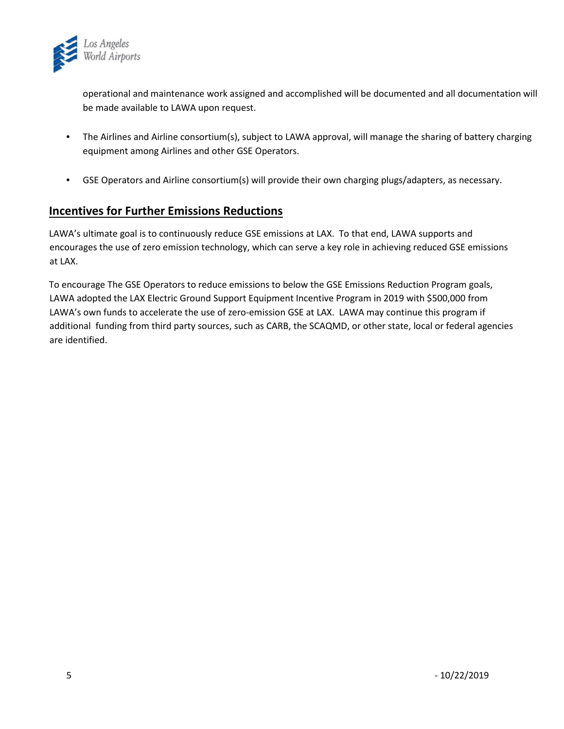operational and maintenance work assigned and accomplished will be documented and all documentation will be made available to LAWA upon request.

- The Airlines and Airline consortium(s), subject to LAWA approval, will manage the sharing of battery charging equipment among Airlines and other GSE Operators.
- GSE Operators and Airline consortium(s) will provide their own charging plugs/adapters, as necessary.

## Incentives for Further Emissions Reductions

LAWA's ultimate goal is to continuously reduce GSE emissions at LAX. To that end, LAWA supports and encourages the use of zero emission technology, which can serve a key role in achieving reduced GSE emissions at LAX.

To encourage The GSE Operators to reduce emissions to below the GSE Emissions Reduction Program goals, LAWA adopted the LAX Electric Ground Support Equipment Incentive Program in 2019 with $500,000 from LAWA's own funds to accelerate the use of zero-emission GSE at LAX. LAWA may continue this program if additional funding from third party sources, such as CARB, the SCAQMD, or other state, local or federal agencies are identified.